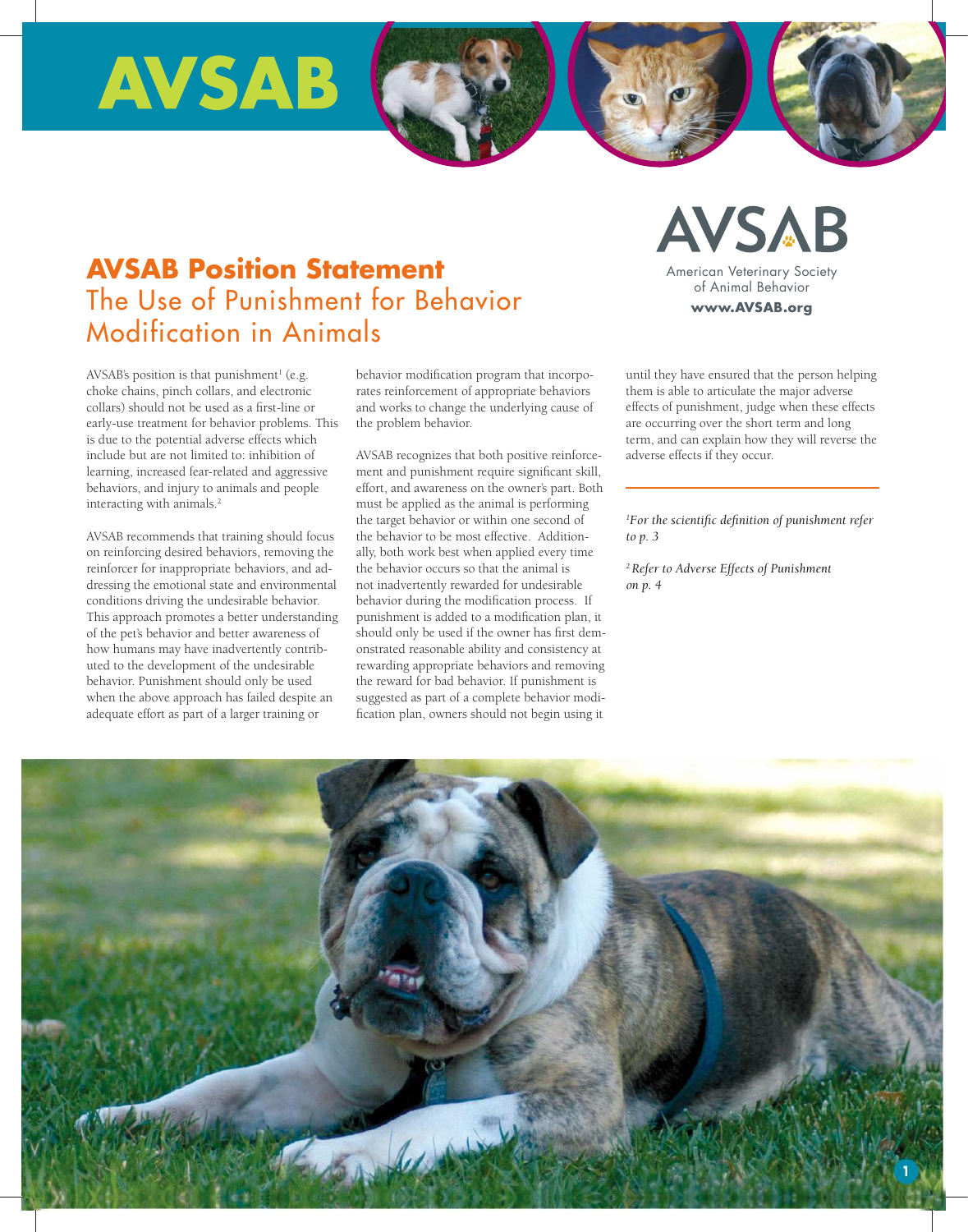# AVSAB Position Statement
## The Use of Punishment for Behavior Modification in Animals

AVSAB

American Veterinary Society of Animal Behavior

**www.AVSAB.org**

AVSAB's position is that punishment[1] (e.g. choke chains, pinch collars, and electronic collars) should not be used as a first-line or early-use treatment for behavior problems. This is due to the potential adverse effects which include but are not limited to: inhibition of learning, increased fear-related and aggressive behaviors, and injury to animals and people interacting with animals.[2]

AVSAB recommends that training should focus on reinforcing desired behaviors, removing the reinforcer for inappropriate behaviors, and addressing the emotional state and environmental conditions driving the undesirable behavior. This approach promotes a better understanding of the pet's behavior and better awareness of how humans may have inadvertently contributed to the development of the undesirable behavior. Punishment should only be used when the above approach has failed despite an adequate effort as part of a larger training or behavior modification program that incorporates reinforcement of appropriate behaviors and works to change the underlying cause of the problem behavior.

AVSAB recognizes that both positive reinforcement and punishment require significant skill, effort, and awareness on the owner's part. Both must be applied as the animal is performing the target behavior or within one second of the behavior to be most effective. Additionally, both work best when applied every time the behavior occurs so that the animal is not inadvertently rewarded for undesirable behavior during the modification process. If punishment is added to a modification plan, it should only be used if the owner has first demonstrated reasonable ability and consistency at rewarding appropriate behaviors and removing the reward for bad behavior. If punishment is suggested as part of a complete behavior modification plan, owners should not begin using it until they have ensured that the person helping them is able to articulate the major adverse effects of punishment, judge when these effects are occurring over the short term and long term, and can explain how they will reverse the adverse effects if they occur.

---

*[1]For the scientific definition of punishment refer to p. 3*

*[2]Refer to Adverse Effects of Punishment on p. 4*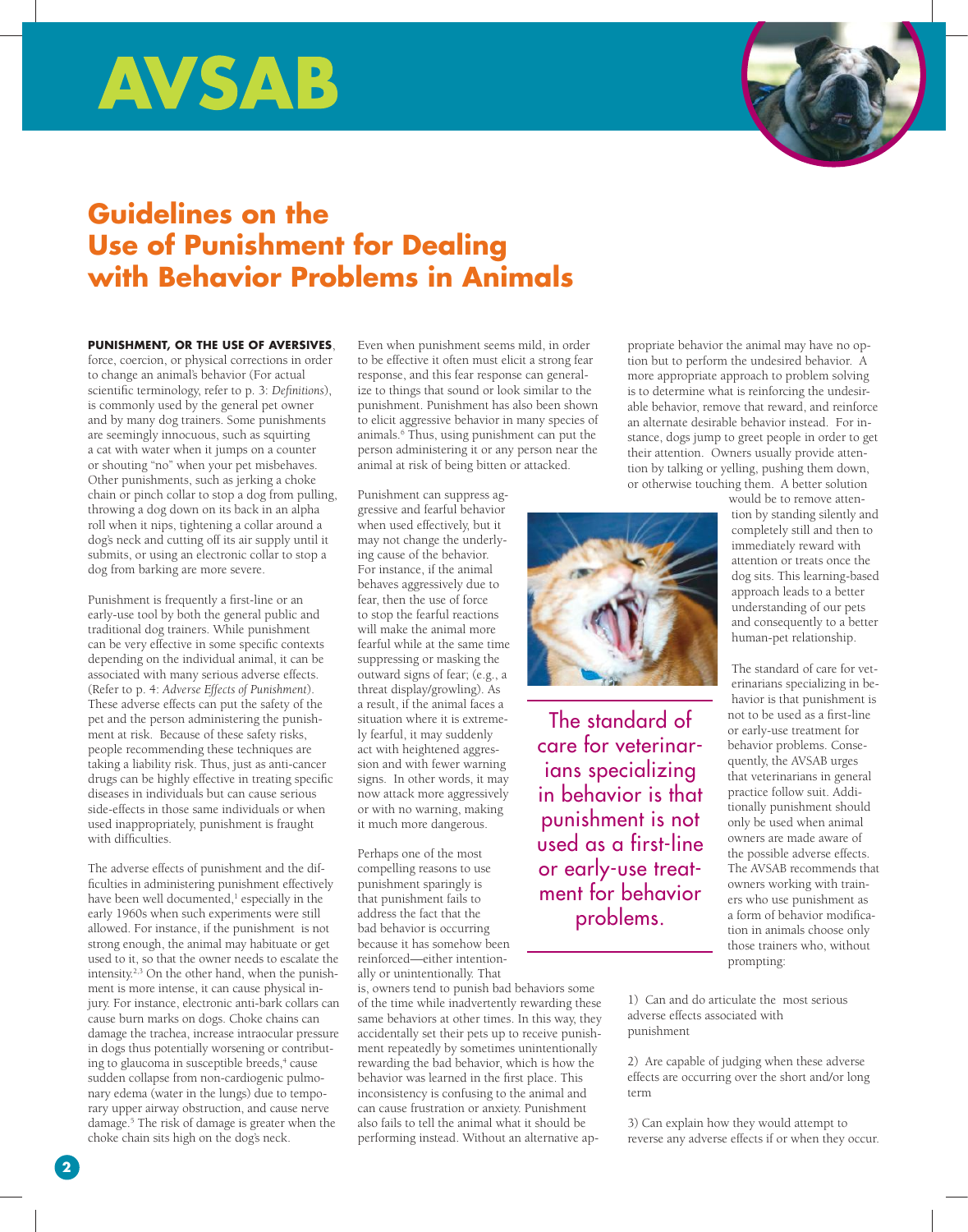# AVSAB

## Guidelines on the Use of Punishment for Dealing with Behavior Problems in Animals

**PUNISHMENT, OR THE USE OF AVERSIVES**, force, coercion, or physical corrections in order to change an animal's behavior (For actual scientific terminology, refer to p. 3: *Definitions*), is commonly used by the general pet owner and by many dog trainers. Some punishments are seemingly innocuous, such as squirting a cat with water when it jumps on a counter or shouting "no" when your pet misbehaves. Other punishments, such as jerking a choke chain or pinch collar to stop a dog from pulling, throwing a dog down on its back in an alpha roll when it nips, tightening a collar around a dog's neck and cutting off its air supply until it submits, or using an electronic collar to stop a dog from barking are more severe.

Punishment is frequently a first-line or an early-use tool by both the general public and traditional dog trainers. While punishment can be very effective in some specific contexts depending on the individual animal, it can be associated with many serious adverse effects. (Refer to p. 4: *Adverse Effects of Punishment*). These adverse effects can put the safety of the pet and the person administering the punishment at risk. Because of these safety risks, people recommending these techniques are taking a liability risk. Thus, just as anti-cancer drugs can be highly effective in treating specific diseases in individuals but can cause serious side-effects in those same individuals or when used inappropriately, punishment is fraught with difficulties.

The adverse effects of punishment and the difficulties in administering punishment effectively have been well documented,[1] especially in the early 1960s when such experiments were still allowed. For instance, if the punishment is not strong enough, the animal may habituate or get used to it, so that the owner needs to escalate the intensity.[2,3] On the other hand, when the punishment is more intense, it can cause physical injury. For instance, electronic anti-bark collars can cause burn marks on dogs. Choke chains can damage the trachea, increase intraocular pressure in dogs thus potentially worsening or contributing to glaucoma in susceptible breeds,[4] cause sudden collapse from non-cardiogenic pulmonary edema (water in the lungs) due to temporary upper airway obstruction, and cause nerve damage.[5] The risk of damage is greater when the choke chain sits high on the dog's neck.

Even when punishment seems mild, in order to be effective it often must elicit a strong fear response, and this fear response can generalize to things that sound or look similar to the punishment. Punishment has also been shown to elicit aggressive behavior in many species of animals.[6] Thus, using punishment can put the person administering it or any person near the animal at risk of being bitten or attacked.

Punishment can suppress aggressive and fearful behavior when used effectively, but it may not change the underlying cause of the behavior. For instance, if the animal behaves aggressively due to fear, then the use of force to stop the fearful reactions will make the animal more fearful while at the same time suppressing or masking the outward signs of fear; (e.g., a threat display/growling). As a result, if the animal faces a situation where it is extremely fearful, it may suddenly act with heightened aggression and with fewer warning signs. In other words, it may now attack more aggressively or with no warning, making it much more dangerous.

Perhaps one of the most compelling reasons to use punishment sparingly is that punishment fails to address the fact that the bad behavior is occurring because it has somehow been reinforced—either intentionally or unintentionally. That is, owners tend to punish bad behaviors some of the time while inadvertently rewarding these same behaviors at other times. In this way, they accidentally set their pets up to receive punishment repeatedly by sometimes unintentionally rewarding the bad behavior, which is how the behavior was learned in the first place. This inconsistency is confusing to the animal and can cause frustration or anxiety. Punishment also fails to tell the animal what it should be performing instead. Without an alternative appropriate behavior the animal may have no option but to perform the undesired behavior. A more appropriate approach to problem solving is to determine what is reinforcing the undesirable behavior, remove that reward, and reinforce an alternate desirable behavior instead. For instance, dogs jump to greet people in order to get their attention. Owners usually provide attention by talking or yelling, pushing them down, or otherwise touching them. A better solution would be to remove attention by standing silently and completely still and then to immediately reward with attention or treats once the dog sits. This learning-based approach leads to a better understanding of our pets and consequently to a better human-pet relationship.

> The standard of care for veterinarians specializing in behavior is that punishment is not used as a first-line or early-use treatment for behavior problems.

The standard of care for veterinarians specializing in behavior is that punishment is not to be used as a first-line or early-use treatment for behavior problems. Consequently, the AVSAB urges that veterinarians in general practice follow suit. Additionally punishment should only be used when animal owners are made aware of the possible adverse effects. The AVSAB recommends that owners working with trainers who use punishment as a form of behavior modification in animals choose only those trainers who, without prompting:

1) Can and do articulate the most serious adverse effects associated with punishment

2) Are capable of judging when these adverse effects are occurring over the short and/or long term

3) Can explain how they would attempt to reverse any adverse effects if or when they occur.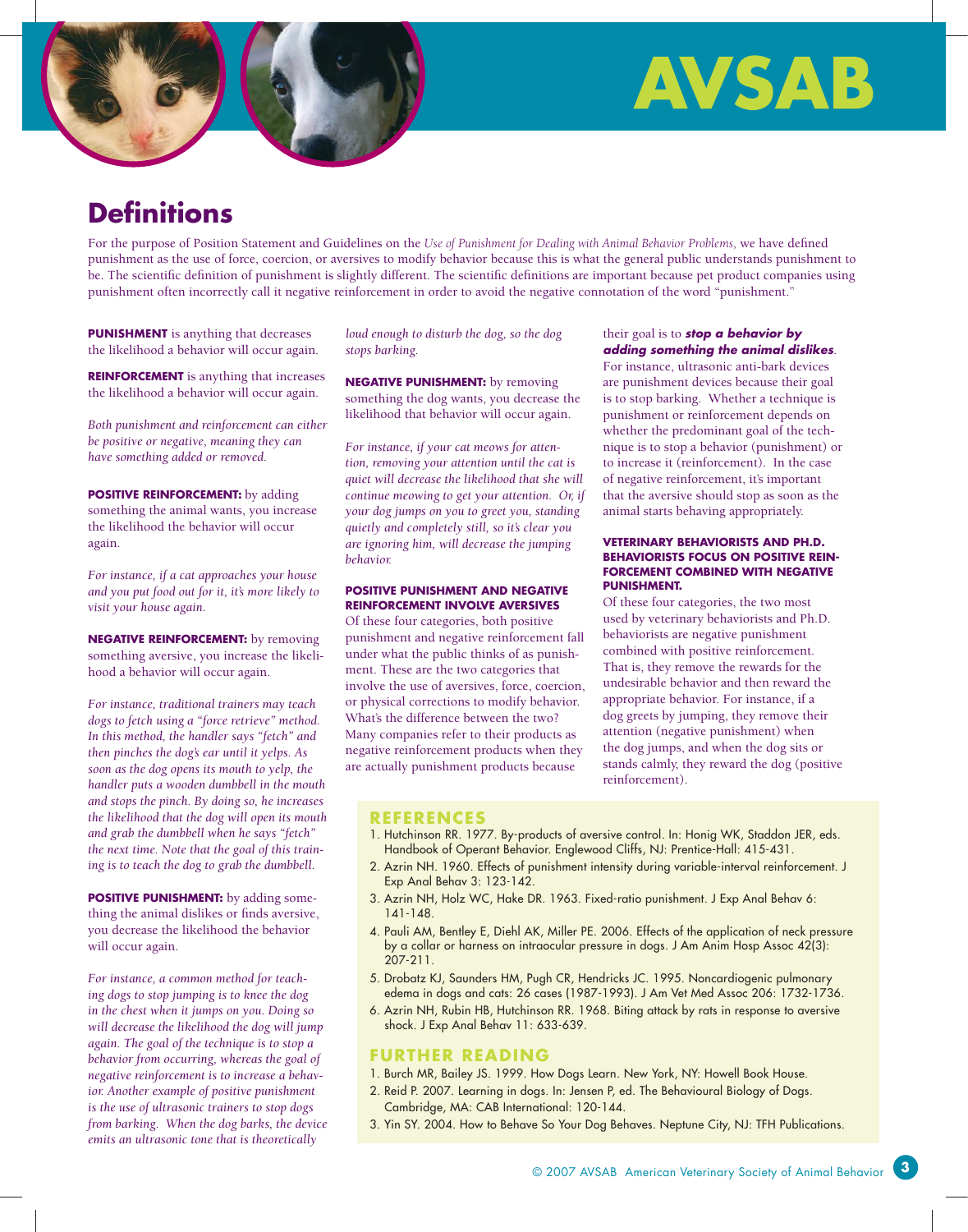# Definitions

For the purpose of Position Statement and Guidelines on the *Use of Punishment for Dealing with Animal Behavior Problems,* we have defined punishment as the use of force, coercion, or aversives to modify behavior because this is what the general public understands punishment to be. The scientific definition of punishment is slightly different. The scientific definitions are important because pet product companies using punishment often incorrectly call it negative reinforcement in order to avoid the negative connotation of the word "punishment."

**PUNISHMENT** is anything that decreases the likelihood a behavior will occur again.

**REINFORCEMENT** is anything that increases the likelihood a behavior will occur again.

*Both punishment and reinforcement can either be positive or negative, meaning they can have something added or removed.*

**POSITIVE REINFORCEMENT:** by adding something the animal wants, you increase the likelihood the behavior will occur again.

*For instance, if a cat approaches your house and you put food out for it, it's more likely to visit your house again.*

**NEGATIVE REINFORCEMENT:** by removing something aversive, you increase the likelihood a behavior will occur again.

*For instance, traditional trainers may teach dogs to fetch using a "force retrieve" method. In this method, the handler says "fetch" and then pinches the dog's ear until it yelps. As soon as the dog opens its mouth to yelp, the handler puts a wooden dumbbell in the mouth and stops the pinch. By doing so, he increases the likelihood that the dog will open its mouth and grab the dumbbell when he says "fetch" the next time. Note that the goal of this training is to teach the dog to grab the dumbbell.*

**POSITIVE PUNISHMENT:** by adding something the animal dislikes or finds aversive, you decrease the likelihood the behavior will occur again.

*For instance, a common method for teaching dogs to stop jumping is to knee the dog in the chest when it jumps on you. Doing so will decrease the likelihood the dog will jump again. The goal of the technique is to stop a behavior from occurring, whereas the goal of negative reinforcement is to increase a behavior. Another example of positive punishment is the use of ultrasonic trainers to stop dogs from barking. When the dog barks, the device emits an ultrasonic tone that is theoretically loud enough to disturb the dog, so the dog stops barking.*

**NEGATIVE PUNISHMENT:** by removing something the dog wants, you decrease the likelihood that behavior will occur again.

*For instance, if your cat meows for attention, removing your attention until the cat is quiet will decrease the likelihood that she will continue meowing to get your attention. Or, if your dog jumps on you to greet you, standing quietly and completely still, so it's clear you are ignoring him, will decrease the jumping behavior.*

**POSITIVE PUNISHMENT AND NEGATIVE REINFORCEMENT INVOLVE AVERSIVES**

Of these four categories, both positive punishment and negative reinforcement fall under what the public thinks of as punishment. These are the two categories that involve the use of aversives, force, coercion, or physical corrections to modify behavior. What's the difference between the two? Many companies refer to their products as negative reinforcement products when they are actually punishment products because their goal is to ***stop a behavior by adding something the animal dislikes***. For instance, ultrasonic anti-bark devices are punishment devices because their goal is to stop barking. Whether a technique is punishment or reinforcement depends on whether the predominant goal of the technique is to stop a behavior (punishment) or to increase it (reinforcement). In the case of negative reinforcement, it's important that the aversive should stop as soon as the animal starts behaving appropriately.

**VETERINARY BEHAVIORISTS AND PH.D. BEHAVIORISTS FOCUS ON POSITIVE REINFORCEMENT COMBINED WITH NEGATIVE PUNISHMENT.**

Of these four categories, the two most used by veterinary behaviorists and Ph.D. behaviorists are negative punishment combined with positive reinforcement. That is, they remove the rewards for the undesirable behavior and then reward the appropriate behavior. For instance, if a dog greets by jumping, they remove their attention (negative punishment) when the dog jumps, and when the dog sits or stands calmly, they reward the dog (positive reinforcement).

## REFERENCES

1. Hutchinson RR. 1977. By-products of aversive control. In: Honig WK, Staddon JER, eds. Handbook of Operant Behavior. Englewood Cliffs, NJ: Prentice-Hall: 415-431.
2. Azrin NH. 1960. Effects of punishment intensity during variable-interval reinforcement. J Exp Anal Behav 3: 123-142.
3. Azrin NH, Holz WC, Hake DR. 1963. Fixed-ratio punishment. J Exp Anal Behav 6: 141-148.
4. Pauli AM, Bentley E, Diehl AK, Miller PE. 2006. Effects of the application of neck pressure by a collar or harness on intraocular pressure in dogs. J Am Anim Hosp Assoc 42(3): 207-211.
5. Drobatz KJ, Saunders HM, Pugh CR, Hendricks JC. 1995. Noncardiogenic pulmonary edema in dogs and cats: 26 cases (1987-1993). J Am Vet Med Assoc 206: 1732-1736.
6. Azrin NH, Rubin HB, Hutchinson RR. 1968. Biting attack by rats in response to aversive shock. J Exp Anal Behav 11: 633-639.

## FURTHER READING

1. Burch MR, Bailey JS. 1999. How Dogs Learn. New York, NY: Howell Book House.
2. Reid P. 2007. Learning in dogs. In: Jensen P, ed. The Behavioural Biology of Dogs. Cambridge, MA: CAB International: 120-144.
3. Yin SY. 2004. How to Behave So Your Dog Behaves. Neptune City, NJ: TFH Publications.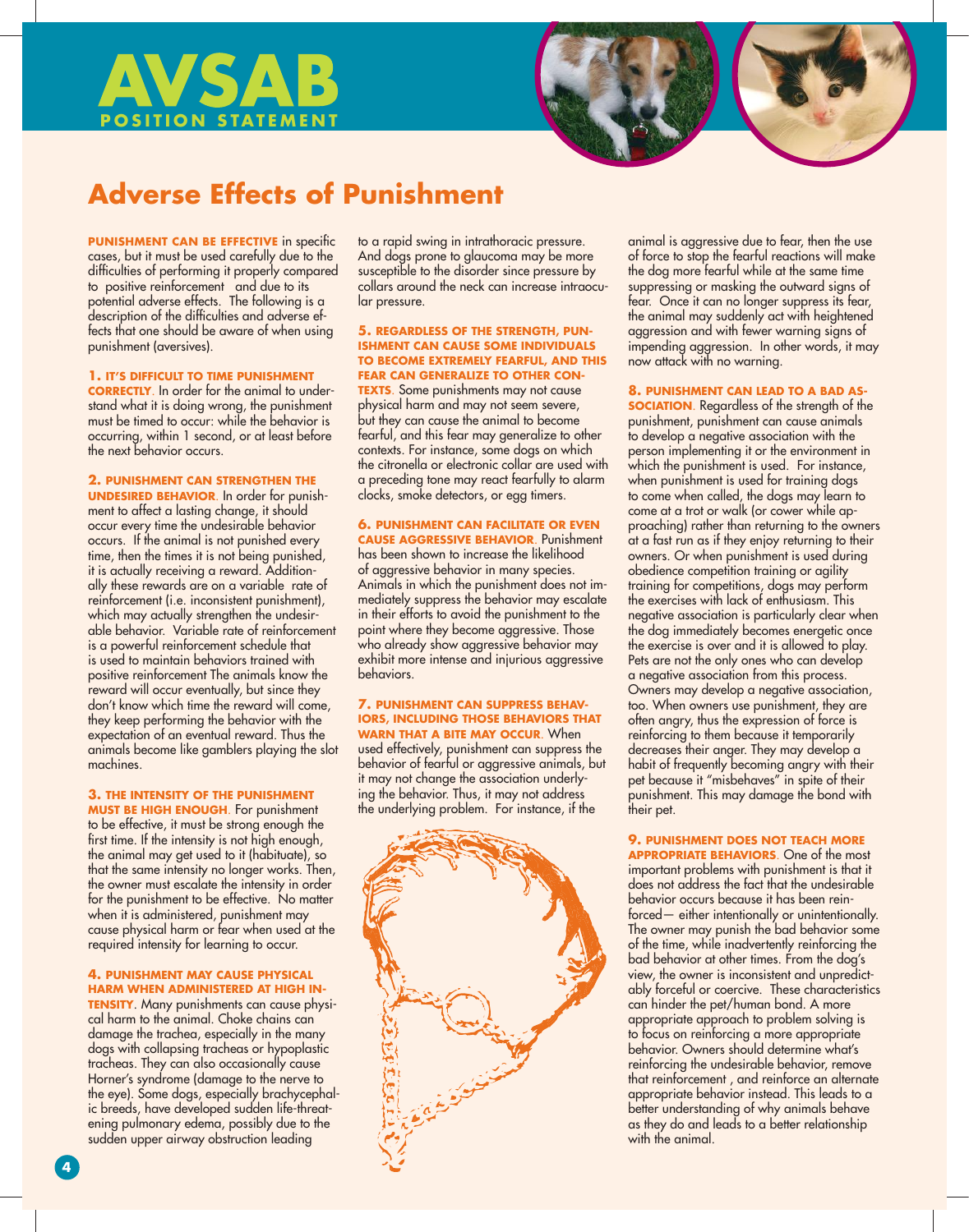# AVSAB

**POSITION STATEMENT**

## Adverse Effects of Punishment

**PUNISHMENT CAN BE EFFECTIVE** in specific cases, but it must be used carefully due to the difficulties of performing it properly compared to positive reinforcement and due to its potential adverse effects. The following is a description of the difficulties and adverse effects that one should be aware of when using punishment (aversives).

**1. IT'S DIFFICULT TO TIME PUNISHMENT CORRECTLY.** In order for the animal to understand what it is doing wrong, the punishment must be timed to occur: while the behavior is occurring, within 1 second, or at least before the next behavior occurs.

**2. PUNISHMENT CAN STRENGTHEN THE UNDESIRED BEHAVIOR.** In order for punishment to affect a lasting change, it should occur every time the undesirable behavior occurs. If the animal is not punished every time, then the times it is not being punished, it is actually receiving a reward. Additionally these rewards are on a variable rate of reinforcement (i.e. inconsistent punishment), which may actually strengthen the undesirable behavior. Variable rate of reinforcement is a powerful reinforcement schedule that is used to maintain behaviors trained with positive reinforcement The animals know the reward will occur eventually, but since they don't know which time the reward will come, they keep performing the behavior with the expectation of an eventual reward. Thus the animals become like gamblers playing the slot machines.

**3. THE INTENSITY OF THE PUNISHMENT MUST BE HIGH ENOUGH.** For punishment to be effective, it must be strong enough the first time. If the intensity is not high enough, the animal may get used to it (habituate), so that the same intensity no longer works. Then, the owner must escalate the intensity in order for the punishment to be effective. No matter when it is administered, punishment may cause physical harm or fear when used at the required intensity for learning to occur.

**4. PUNISHMENT MAY CAUSE PHYSICAL HARM WHEN ADMINISTERED AT HIGH INTENSITY.** Many punishments can cause physical harm to the animal. Choke chains can damage the trachea, especially in the many dogs with collapsing tracheas or hypoplastic tracheas. They can also occasionally cause Horner's syndrome (damage to the nerve to the eye). Some dogs, especially brachycephalic breeds, have developed sudden life-threatening pulmonary edema, possibly due to the sudden upper airway obstruction leading to a rapid swing in intrathoracic pressure. And dogs prone to glaucoma may be more susceptible to the disorder since pressure by collars around the neck can increase intraocular pressure.

**5. REGARDLESS OF THE STRENGTH, PUNISHMENT CAN CAUSE SOME INDIVIDUALS TO BECOME EXTREMELY FEARFUL, AND THIS FEAR CAN GENERALIZE TO OTHER CONTEXTS.** Some punishments may not cause physical harm and may not seem severe, but they can cause the animal to become fearful, and this fear may generalize to other contexts. For instance, some dogs on which the citronella or electronic collar are used with a preceding tone may react fearfully to alarm clocks, smoke detectors, or egg timers.

**6. PUNISHMENT CAN FACILITATE OR EVEN CAUSE AGGRESSIVE BEHAVIOR.** Punishment has been shown to increase the likelihood of aggressive behavior in many species. Animals in which the punishment does not immediately suppress the behavior may escalate in their efforts to avoid the punishment to the point where they become aggressive. Those who already show aggressive behavior may exhibit more intense and injurious aggressive behaviors.

**7. PUNISHMENT CAN SUPPRESS BEHAVIORS, INCLUDING THOSE BEHAVIORS THAT WARN THAT A BITE MAY OCCUR.** When used effectively, punishment can suppress the behavior of fearful or aggressive animals, but it may not change the association underlying the behavior. Thus, it may not address the underlying problem. For instance, if the animal is aggressive due to fear, then the use of force to stop the fearful reactions will make the dog more fearful while at the same time suppressing or masking the outward signs of fear. Once it can no longer suppress its fear, the animal may suddenly act with heightened aggression and with fewer warning signs of impending aggression. In other words, it may now attack with no warning.

**8. PUNISHMENT CAN LEAD TO A BAD ASSOCIATION.** Regardless of the strength of the punishment, punishment can cause animals to develop a negative association with the person implementing it or the environment in which the punishment is used. For instance, when punishment is used for training dogs to come when called, the dogs may learn to come at a trot or walk (or cower while approaching) rather than returning to the owners at a fast run as if they enjoy returning to their owners. Or when punishment is used during obedience competition training or agility training for competitions, dogs may perform the exercises with lack of enthusiasm. This negative association is particularly clear when the dog immediately becomes energetic once the exercise is over and it is allowed to play. Pets are not the only ones who can develop a negative association from this process. Owners may develop a negative association, too. When owners use punishment, they are often angry, thus the expression of force is reinforcing to them because it temporarily decreases their anger. They may develop a habit of frequently becoming angry with their pet because it "misbehaves" in spite of their punishment. This may damage the bond with their pet.

**9. PUNISHMENT DOES NOT TEACH MORE APPROPRIATE BEHAVIORS.** One of the most important problems with punishment is that it does not address the fact that the undesirable behavior occurs because it has been reinforced— either intentionally or unintentionally. The owner may punish the bad behavior some of the time, while inadvertently reinforcing the bad behavior at other times. From the dog's view, the owner is inconsistent and unpredictably forceful or coercive. These characteristics can hinder the pet/human bond. A more appropriate approach to problem solving is to focus on reinforcing a more appropriate behavior. Owners should determine what's reinforcing the undesirable behavior, remove that reinforcement , and reinforce an alternate appropriate behavior instead. This leads to a better understanding of why animals behave as they do and leads to a better relationship with the animal.